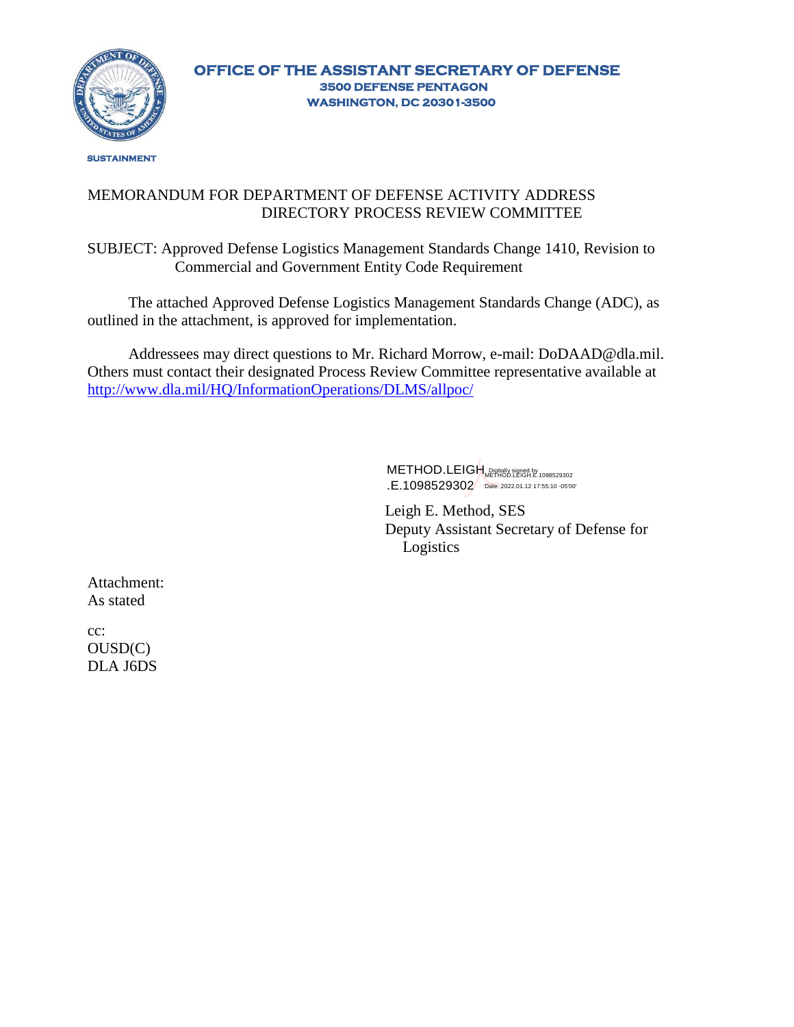**OFFICE OF THE ASSISTANT SECRETARY OF DEFENSE**
**3500 DEFENSE PENTAGON**
**WASHINGTON, DC 20301-3500**

**SUSTAINMENT**

MEMORANDUM FOR DEPARTMENT OF DEFENSE ACTIVITY ADDRESS DIRECTORY PROCESS REVIEW COMMITTEE

SUBJECT: Approved Defense Logistics Management Standards Change 1410, Revision to Commercial and Government Entity Code Requirement

The attached Approved Defense Logistics Management Standards Change (ADC), as outlined in the attachment, is approved for implementation.

Addressees may direct questions to Mr. Richard Morrow, e-mail: DoDAAD@dla.mil. Others must contact their designated Process Review Committee representative available at http://www.dla.mil/HQ/InformationOperations/DLMS/allpoc/

METHOD.LEIGH.E.1098529302 Digitally signed by METHOD.LEIGH.E.1098529302 Date: 2022.01.12 17:55:10 -05'00'

Leigh E. Method, SES
Deputy Assistant Secretary of Defense for Logistics

Attachment:
As stated

cc:
OUSD(C)
DLA J6DS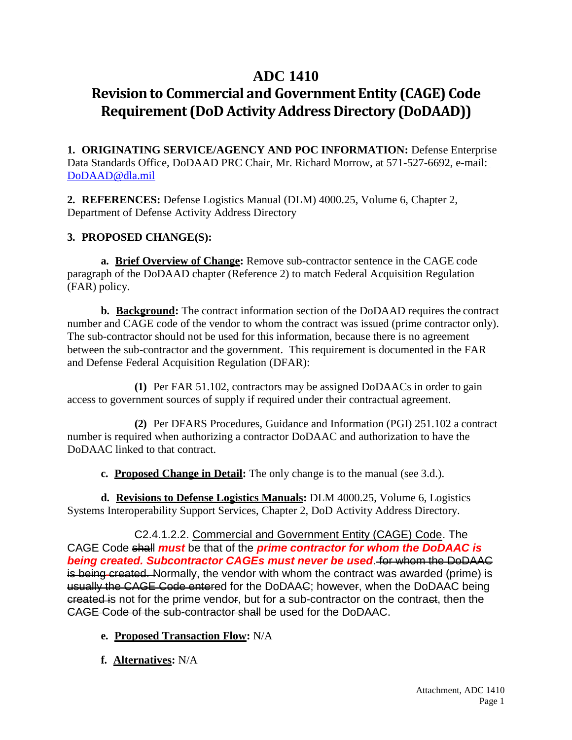# ADC 1410

# Revision to Commercial and Government Entity (CAGE) Code Requirement (DoD Activity Address Directory (DoDAAD))

**1. ORIGINATING SERVICE/AGENCY AND POC INFORMATION:** Defense Enterprise Data Standards Office, DoDAAD PRC Chair, Mr. Richard Morrow, at 571-527-6692, e-mail: DoDAAD@dla.mil

**2. REFERENCES:** Defense Logistics Manual (DLM) 4000.25, Volume 6, Chapter 2, Department of Defense Activity Address Directory

**3. PROPOSED CHANGE(S):**

**a. Brief Overview of Change:** Remove sub-contractor sentence in the CAGE code paragraph of the DoDAAD chapter (Reference 2) to match Federal Acquisition Regulation (FAR) policy.

**b. Background:** The contract information section of the DoDAAD requires the contract number and CAGE code of the vendor to whom the contract was issued (prime contractor only). The sub-contractor should not be used for this information, because there is no agreement between the sub-contractor and the government. This requirement is documented in the FAR and Defense Federal Acquisition Regulation (DFAR):

**(1)** Per FAR 51.102, contractors may be assigned DoDAACs in order to gain access to government sources of supply if required under their contractual agreement.

**(2)** Per DFARS Procedures, Guidance and Information (PGI) 251.102 a contract number is required when authorizing a contractor DoDAAC and authorization to have the DoDAAC linked to that contract.

**c. Proposed Change in Detail:** The only change is to the manual (see 3.d.).

**d. Revisions to Defense Logistics Manuals:** DLM 4000.25, Volume 6, Logistics Systems Interoperability Support Services, Chapter 2, DoD Activity Address Directory.

C2.4.1.2.2. Commercial and Government Entity (CAGE) Code. The CAGE Code ~~shall~~ ***must*** be that of the ***prime contractor for whom the DoDAAC is being created. Subcontractor CAGEs must never be used***. ~~for whom the DoDAAC is being created. Normally, the vendor with whom the contract was awarded (prime) is usually the CAGE Code entered for the DoDAAC; however, when the DoDAAC being created is not for the prime vendor, but for a sub-contractor on the contract, then the CAGE Code of the sub-contractor shall be used for the DoDAAC.~~

**e. Proposed Transaction Flow:** N/A

**f. Alternatives:** N/A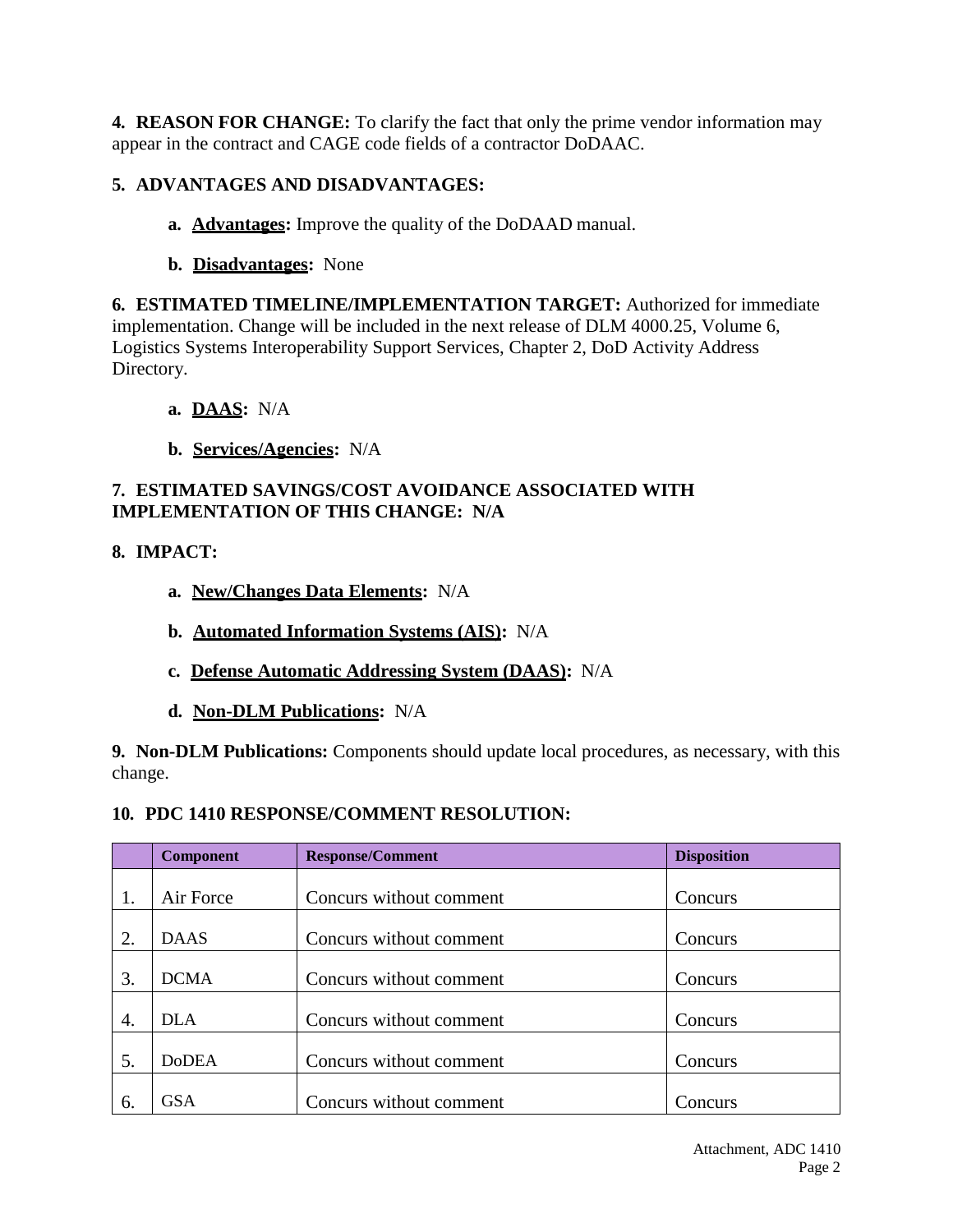**4. REASON FOR CHANGE:** To clarify the fact that only the prime vendor information may appear in the contract and CAGE code fields of a contractor DoDAAC.

**5. ADVANTAGES AND DISADVANTAGES:**

**a. Advantages:** Improve the quality of the DoDAAD manual.

**b. Disadvantages:** None

**6. ESTIMATED TIMELINE/IMPLEMENTATION TARGET:** Authorized for immediate implementation. Change will be included in the next release of DLM 4000.25, Volume 6, Logistics Systems Interoperability Support Services, Chapter 2, DoD Activity Address Directory.

**a. DAAS:** N/A

**b. Services/Agencies:** N/A

**7. ESTIMATED SAVINGS/COST AVOIDANCE ASSOCIATED WITH IMPLEMENTATION OF THIS CHANGE: N/A**

**8. IMPACT:**

**a. New/Changes Data Elements:** N/A

**b. Automated Information Systems (AIS):** N/A

**c. Defense Automatic Addressing System (DAAS):** N/A

**d. Non-DLM Publications:** N/A

**9. Non-DLM Publications:** Components should update local procedures, as necessary, with this change.

**10. PDC 1410 RESPONSE/COMMENT RESOLUTION:**

| | Component | Response/Comment | Disposition |
|---|---|---|---|
| 1. | Air Force | Concurs without comment | Concurs |
| 2. | DAAS | Concurs without comment | Concurs |
| 3. | DCMA | Concurs without comment | Concurs |
| 4. | DLA | Concurs without comment | Concurs |
| 5. | DoDEA | Concurs without comment | Concurs |
| 6. | GSA | Concurs without comment | Concurs |

Attachment, ADC 1410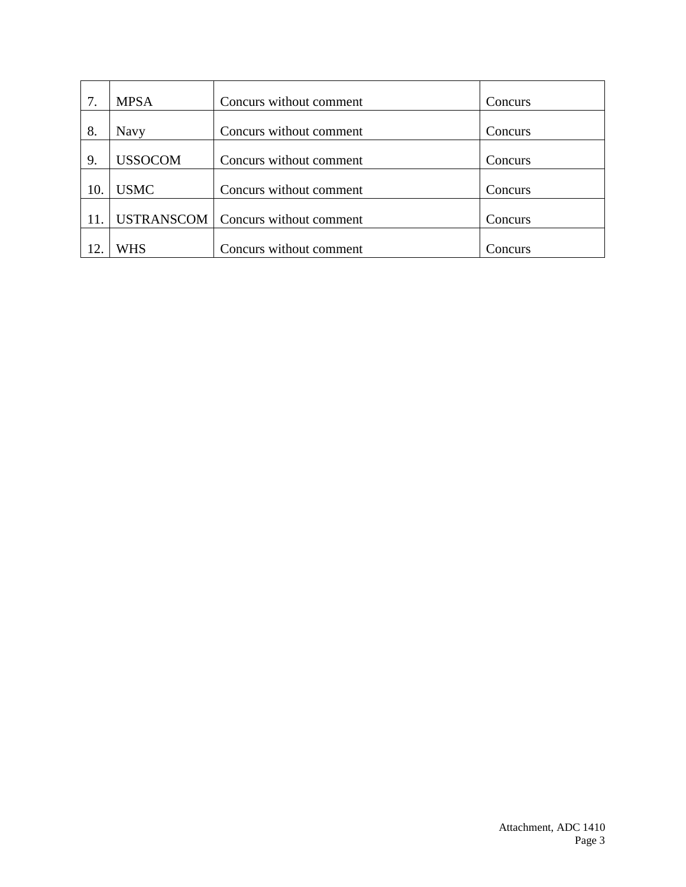| | | | |
|---|---|---|---|
| 7. | MPSA | Concurs without comment | Concurs |
| 8. | Navy | Concurs without comment | Concurs |
| 9. | USSOCOM | Concurs without comment | Concurs |
| 10. | USMC | Concurs without comment | Concurs |
| 11. | USTRANSCOM | Concurs without comment | Concurs |
| 12. | WHS | Concurs without comment | Concurs |